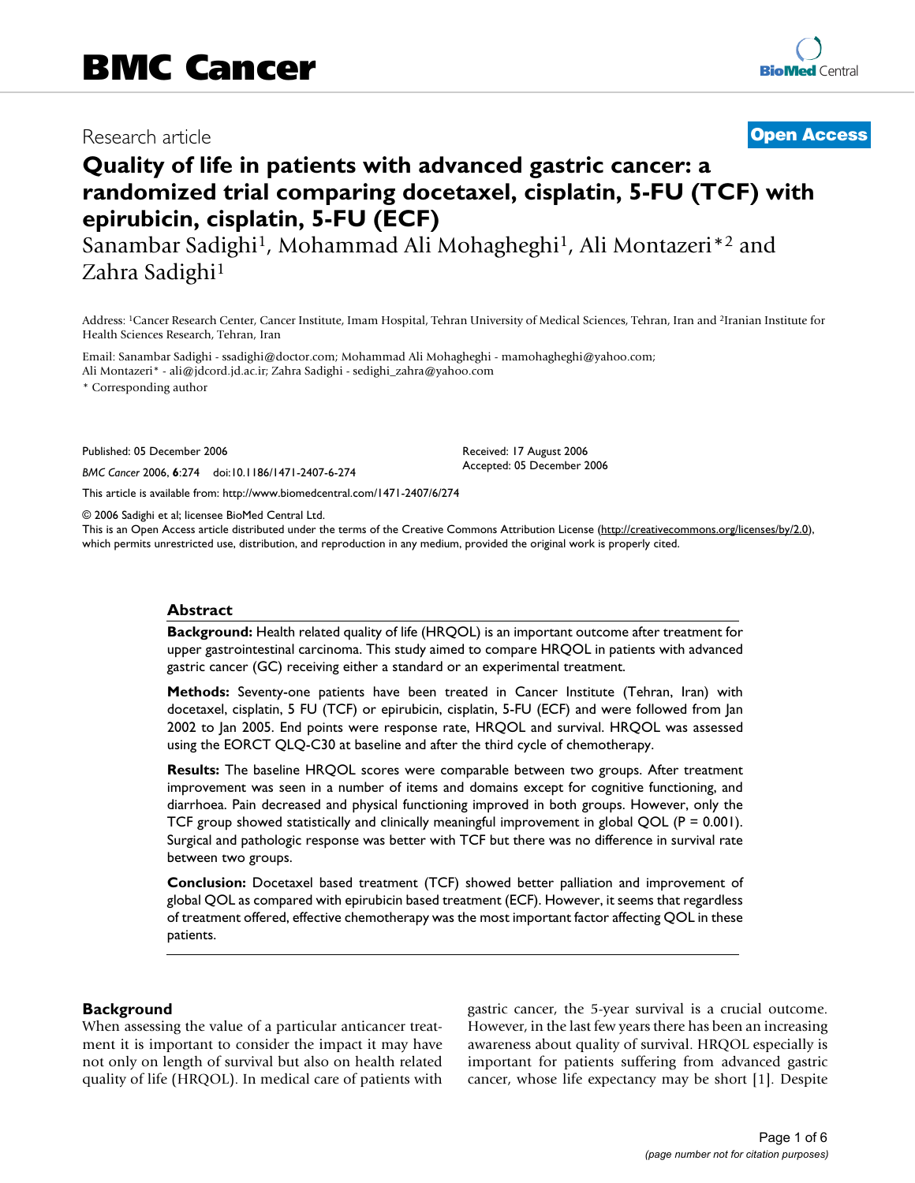# BMC Cancer

Research article

**Open Access**

# Quality of life in patients with advanced gastric cancer: a randomized trial comparing docetaxel, cisplatin, 5-FU (TCF) with epirubicin, cisplatin, 5-FU (ECF)

Sanambar Sadighi[1], Mohammad Ali Mohagheghi[1], Ali Montazeri*[2] and Zahra Sadighi[1]

Address: [1]Cancer Research Center, Cancer Institute, Imam Hospital, Tehran University of Medical Sciences, Tehran, Iran and [2]Iranian Institute for Health Sciences Research, Tehran, Iran

Email: Sanambar Sadighi - ssadighi@doctor.com; Mohammad Ali Mohagheghi - mamohagheghi@yahoo.com; Ali Montazeri* - ali@jdcord.jd.ac.ir; Zahra Sadighi - sedighi_zahra@yahoo.com

\* Corresponding author

Published: 05 December 2006

*BMC Cancer* 2006, **6**:274 doi:10.1186/1471-2407-6-274

Received: 17 August 2006

Accepted: 05 December 2006

This article is available from: http://www.biomedcentral.com/1471-2407/6/274

© 2006 Sadighi et al; licensee BioMed Central Ltd.

This is an Open Access article distributed under the terms of the Creative Commons Attribution License (http://creativecommons.org/licenses/by/2.0), which permits unrestricted use, distribution, and reproduction in any medium, provided the original work is properly cited.

## Abstract

**Background:** Health related quality of life (HRQOL) is an important outcome after treatment for upper gastrointestinal carcinoma. This study aimed to compare HRQOL in patients with advanced gastric cancer (GC) receiving either a standard or an experimental treatment.

**Methods:** Seventy-one patients have been treated in Cancer Institute (Tehran, Iran) with docetaxel, cisplatin, 5 FU (TCF) or epirubicin, cisplatin, 5-FU (ECF) and were followed from Jan 2002 to Jan 2005. End points were response rate, HRQOL and survival. HRQOL was assessed using the EORCT QLQ-C30 at baseline and after the third cycle of chemotherapy.

**Results:** The baseline HRQOL scores were comparable between two groups. After treatment improvement was seen in a number of items and domains except for cognitive functioning, and diarrhoea. Pain decreased and physical functioning improved in both groups. However, only the TCF group showed statistically and clinically meaningful improvement in global QOL ($P = 0.001$). Surgical and pathologic response was better with TCF but there was no difference in survival rate between two groups.

**Conclusion:** Docetaxel based treatment (TCF) showed better palliation and improvement of global QOL as compared with epirubicin based treatment (ECF). However, it seems that regardless of treatment offered, effective chemotherapy was the most important factor affecting QOL in these patients.

## Background

When assessing the value of a particular anticancer treatment it is important to consider the impact it may have not only on length of survival but also on health related quality of life (HRQOL). In medical care of patients with gastric cancer, the 5-year survival is a crucial outcome. However, in the last few years there has been an increasing awareness about quality of survival. HRQOL especially is important for patients suffering from advanced gastric cancer, whose life expectancy may be short [1]. Despite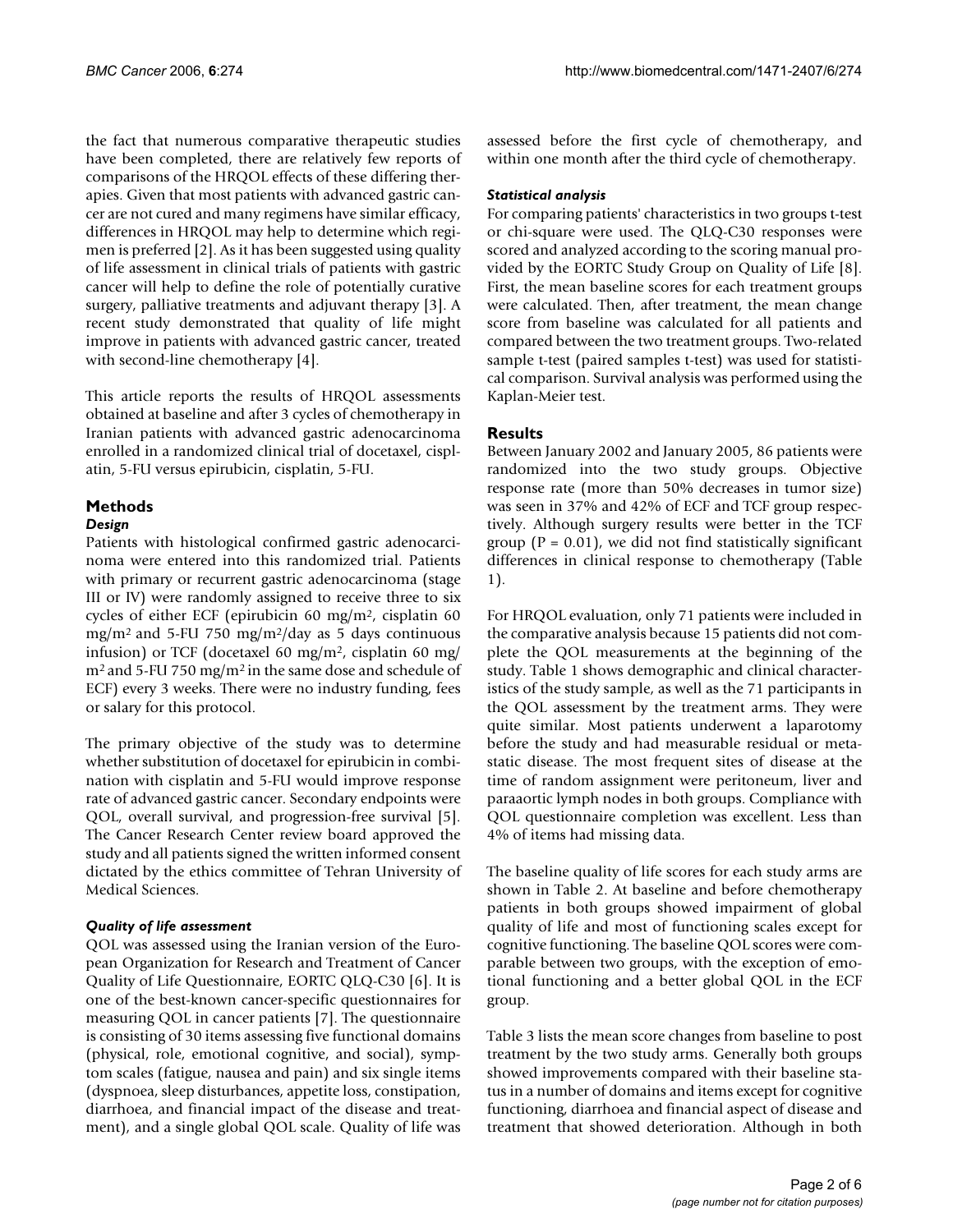the fact that numerous comparative therapeutic studies have been completed, there are relatively few reports of comparisons of the HRQOL effects of these differing therapies. Given that most patients with advanced gastric cancer are not cured and many regimens have similar efficacy, differences in HRQOL may help to determine which regimen is preferred [2]. As it has been suggested using quality of life assessment in clinical trials of patients with gastric cancer will help to define the role of potentially curative surgery, palliative treatments and adjuvant therapy [3]. A recent study demonstrated that quality of life might improve in patients with advanced gastric cancer, treated with second-line chemotherapy [4].

This article reports the results of HRQOL assessments obtained at baseline and after 3 cycles of chemotherapy in Iranian patients with advanced gastric adenocarcinoma enrolled in a randomized clinical trial of docetaxel, cisplatin, 5-FU versus epirubicin, cisplatin, 5-FU.

## Methods

### *Design*

Patients with histological confirmed gastric adenocarcinoma were entered into this randomized trial. Patients with primary or recurrent gastric adenocarcinoma (stage III or IV) were randomly assigned to receive three to six cycles of either ECF (epirubicin 60 mg/m$^2$, cisplatin 60 mg/m$^2$ and 5-FU 750 mg/m$^2$/day as 5 days continuous infusion) or TCF (docetaxel 60 mg/m$^2$, cisplatin 60 mg/m$^2$ and 5-FU 750 mg/m$^2$ in the same dose and schedule of ECF) every 3 weeks. There were no industry funding, fees or salary for this protocol.

The primary objective of the study was to determine whether substitution of docetaxel for epirubicin in combination with cisplatin and 5-FU would improve response rate of advanced gastric cancer. Secondary endpoints were QOL, overall survival, and progression-free survival [5]. The Cancer Research Center review board approved the study and all patients signed the written informed consent dictated by the ethics committee of Tehran University of Medical Sciences.

### *Quality of life assessment*

QOL was assessed using the Iranian version of the European Organization for Research and Treatment of Cancer Quality of Life Questionnaire, EORTC QLQ-C30 [6]. It is one of the best-known cancer-specific questionnaires for measuring QOL in cancer patients [7]. The questionnaire is consisting of 30 items assessing five functional domains (physical, role, emotional cognitive, and social), symptom scales (fatigue, nausea and pain) and six single items (dyspnoea, sleep disturbances, appetite loss, constipation, diarrhoea, and financial impact of the disease and treatment), and a single global QOL scale. Quality of life was assessed before the first cycle of chemotherapy, and within one month after the third cycle of chemotherapy.

### *Statistical analysis*

For comparing patients' characteristics in two groups t-test or chi-square were used. The QLQ-C30 responses were scored and analyzed according to the scoring manual provided by the EORTC Study Group on Quality of Life [8]. First, the mean baseline scores for each treatment groups were calculated. Then, after treatment, the mean change score from baseline was calculated for all patients and compared between the two treatment groups. Two-related sample t-test (paired samples t-test) was used for statistical comparison. Survival analysis was performed using the Kaplan-Meier test.

## Results

Between January 2002 and January 2005, 86 patients were randomized into the two study groups. Objective response rate (more than 50% decreases in tumor size) was seen in 37% and 42% of ECF and TCF group respectively. Although surgery results were better in the TCF group ($P = 0.01$), we did not find statistically significant differences in clinical response to chemotherapy (Table 1).

For HRQOL evaluation, only 71 patients were included in the comparative analysis because 15 patients did not complete the QOL measurements at the beginning of the study. Table 1 shows demographic and clinical characteristics of the study sample, as well as the 71 participants in the QOL assessment by the treatment arms. They were quite similar. Most patients underwent a laparotomy before the study and had measurable residual or metastatic disease. The most frequent sites of disease at the time of random assignment were peritoneum, liver and paraaortic lymph nodes in both groups. Compliance with QOL questionnaire completion was excellent. Less than 4% of items had missing data.

The baseline quality of life scores for each study arms are shown in Table 2. At baseline and before chemotherapy patients in both groups showed impairment of global quality of life and most of functioning scales except for cognitive functioning. The baseline QOL scores were comparable between two groups, with the exception of emotional functioning and a better global QOL in the ECF group.

Table 3 lists the mean score changes from baseline to post treatment by the two study arms. Generally both groups showed improvements compared with their baseline status in a number of domains and items except for cognitive functioning, diarrhoea and financial aspect of disease and treatment that showed deterioration. Although in both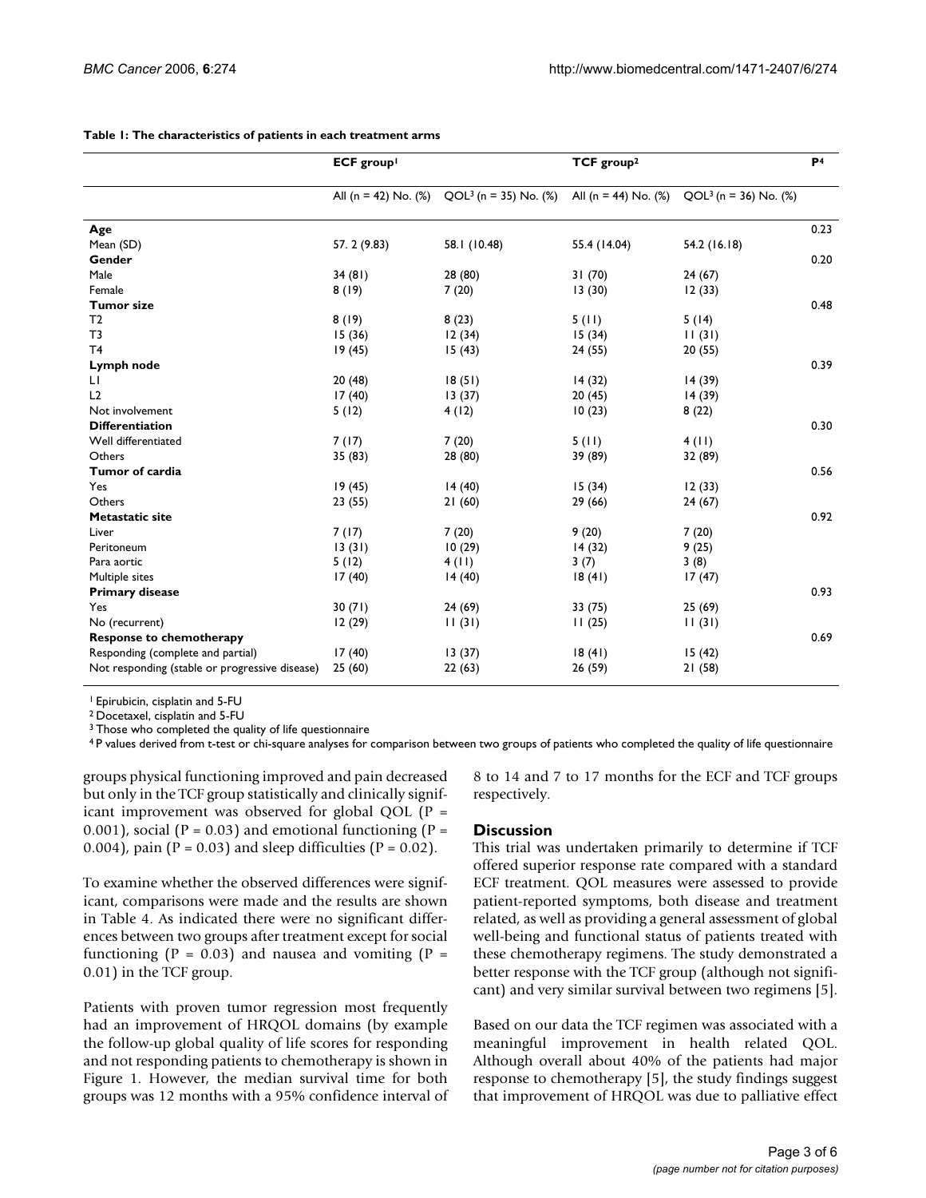**Table 1: The characteristics of patients in each treatment arms**

| | ECF group[1] | | TCF group[2] | | P[4] |
|---|---|---|---|---|---|
| | All (n = 42) No. (%) | QOL[3] (n = 35) No. (%) | All (n = 44) No. (%) | QOL[3] (n = 36) No. (%) | |
| **Age** | | | | | 0.23 |
| Mean (SD) | 57. 2 (9.83) | 58.1 (10.48) | 55.4 (14.04) | 54.2 (16.18) | |
| **Gender** | | | | | 0.20 |
| Male | 34 (81) | 28 (80) | 31 (70) | 24 (67) | |
| Female | 8 (19) | 7 (20) | 13 (30) | 12 (33) | |
| **Tumor size** | | | | | 0.48 |
| T2 | 8 (19) | 8 (23) | 5 (11) | 5 (14) | |
| T3 | 15 (36) | 12 (34) | 15 (34) | 11 (31) | |
| T4 | 19 (45) | 15 (43) | 24 (55) | 20 (55) | |
| **Lymph node** | | | | | 0.39 |
| L1 | 20 (48) | 18 (51) | 14 (32) | 14 (39) | |
| L2 | 17 (40) | 13 (37) | 20 (45) | 14 (39) | |
| Not involvement | 5 (12) | 4 (12) | 10 (23) | 8 (22) | |
| **Differentiation** | | | | | 0.30 |
| Well differentiated | 7 (17) | 7 (20) | 5 (11) | 4 (11) | |
| Others | 35 (83) | 28 (80) | 39 (89) | 32 (89) | |
| **Tumor of cardia** | | | | | 0.56 |
| Yes | 19 (45) | 14 (40) | 15 (34) | 12 (33) | |
| Others | 23 (55) | 21 (60) | 29 (66) | 24 (67) | |
| **Metastatic site** | | | | | 0.92 |
| Liver | 7 (17) | 7 (20) | 9 (20) | 7 (20) | |
| Peritoneum | 13 (31) | 10 (29) | 14 (32) | 9 (25) | |
| Para aortic | 5 (12) | 4 (11) | 3 (7) | 3 (8) | |
| Multiple sites | 17 (40) | 14 (40) | 18 (41) | 17 (47) | |
| **Primary disease** | | | | | 0.93 |
| Yes | 30 (71) | 24 (69) | 33 (75) | 25 (69) | |
| No (recurrent) | 12 (29) | 11 (31) | 11 (25) | 11 (31) | |
| **Response to chemotherapy** | | | | | 0.69 |
| Responding (complete and partial) | 17 (40) | 13 (37) | 18 (41) | 15 (42) | |
| Not responding (stable or progressive disease) | 25 (60) | 22 (63) | 26 (59) | 21 (58) | |

[1] Epirubicin, cisplatin and 5-FU
[2] Docetaxel, cisplatin and 5-FU
[3] Those who completed the quality of life questionnaire
[4] P values derived from t-test or chi-square analyses for comparison between two groups of patients who completed the quality of life questionnaire

groups physical functioning improved and pain decreased but only in the TCF group statistically and clinically significant improvement was observed for global QOL ($P = 0.001$), social ($P = 0.03$) and emotional functioning ($P = 0.004$), pain ($P = 0.03$) and sleep difficulties ($P = 0.02$).

To examine whether the observed differences were significant, comparisons were made and the results are shown in Table 4. As indicated there were no significant differences between two groups after treatment except for social functioning ($P = 0.03$) and nausea and vomiting ($P = 0.01$) in the TCF group.

Patients with proven tumor regression most frequently had an improvement of HRQOL domains (by example the follow-up global quality of life scores for responding and not responding patients to chemotherapy is shown in Figure 1. However, the median survival time for both groups was 12 months with a 95% confidence interval of 8 to 14 and 7 to 17 months for the ECF and TCF groups respectively.

## Discussion

This trial was undertaken primarily to determine if TCF offered superior response rate compared with a standard ECF treatment. QOL measures were assessed to provide patient-reported symptoms, both disease and treatment related, as well as providing a general assessment of global well-being and functional status of patients treated with these chemotherapy regimens. The study demonstrated a better response with the TCF group (although not significant) and very similar survival between two regimens [5].

Based on our data the TCF regimen was associated with a meaningful improvement in health related QOL. Although overall about 40% of the patients had major response to chemotherapy [5], the study findings suggest that improvement of HRQOL was due to palliative effect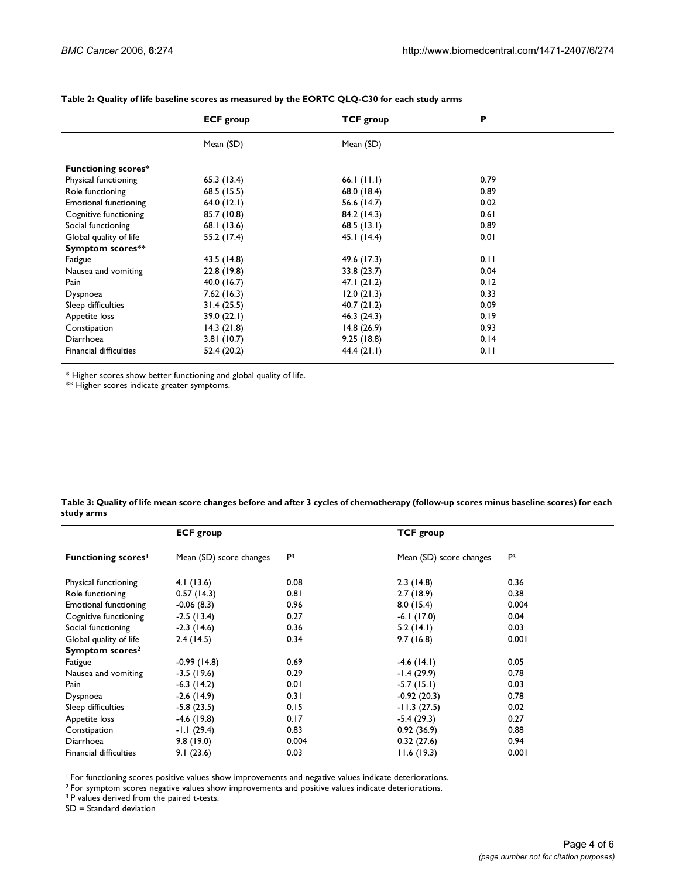**Table 2: Quality of life baseline scores as measured by the EORTC QLQ-C30 for each study arms**

| | ECF group | TCF group | P |
|---|---|---|---|
| | Mean (SD) | Mean (SD) | |
| **Functioning scores*** | | | |
| Physical functioning | 65.3 (13.4) | 66.1 (11.1) | 0.79 |
| Role functioning | 68.5 (15.5) | 68.0 (18.4) | 0.89 |
| Emotional functioning | 64.0 (12.1) | 56.6 (14.7) | 0.02 |
| Cognitive functioning | 85.7 (10.8) | 84.2 (14.3) | 0.61 |
| Social functioning | 68.1 (13.6) | 68.5 (13.1) | 0.89 |
| Global quality of life | 55.2 (17.4) | 45.1 (14.4) | 0.01 |
| **Symptom scores**** | | | |
| Fatigue | 43.5 (14.8) | 49.6 (17.3) | 0.11 |
| Nausea and vomiting | 22.8 (19.8) | 33.8 (23.7) | 0.04 |
| Pain | 40.0 (16.7) | 47.1 (21.2) | 0.12 |
| Dyspnoea | 7.62 (16.3) | 12.0 (21.3) | 0.33 |
| Sleep difficulties | 31.4 (25.5) | 40.7 (21.2) | 0.09 |
| Appetite loss | 39.0 (22.1) | 46.3 (24.3) | 0.19 |
| Constipation | 14.3 (21.8) | 14.8 (26.9) | 0.93 |
| Diarrhoea | 3.81 (10.7) | 9.25 (18.8) | 0.14 |
| Financial difficulties | 52.4 (20.2) | 44.4 (21.1) | 0.11 |

* Higher scores show better functioning and global quality of life.
** Higher scores indicate greater symptoms.

**Table 3: Quality of life mean score changes before and after 3 cycles of chemotherapy (follow-up scores minus baseline scores) for each study arms**

| | ECF group | | TCF group | |
|---|---|---|---|---|
| **Functioning scores[1]** | Mean (SD) score changes | P[3] | Mean (SD) score changes | P[3] |
| Physical functioning | 4.1 (13.6) | 0.08 | 2.3 (14.8) | 0.36 |
| Role functioning | 0.57 (14.3) | 0.81 | 2.7 (18.9) | 0.38 |
| Emotional functioning | -0.06 (8.3) | 0.96 | 8.0 (15.4) | 0.004 |
| Cognitive functioning | -2.5 (13.4) | 0.27 | -6.1 (17.0) | 0.04 |
| Social functioning | -2.3 (14.6) | 0.36 | 5.2 (14.1) | 0.03 |
| Global quality of life | 2.4 (14.5) | 0.34 | 9.7 (16.8) | 0.001 |
| **Symptom scores[2]** | | | | |
| Fatigue | -0.99 (14.8) | 0.69 | -4.6 (14.1) | 0.05 |
| Nausea and vomiting | -3.5 (19.6) | 0.29 | -1.4 (29.9) | 0.78 |
| Pain | -6.3 (14.2) | 0.01 | -5.7 (15.1) | 0.03 |
| Dyspnoea | -2.6 (14.9) | 0.31 | -0.92 (20.3) | 0.78 |
| Sleep difficulties | -5.8 (23.5) | 0.15 | -11.3 (27.5) | 0.02 |
| Appetite loss | -4.6 (19.8) | 0.17 | -5.4 (29.3) | 0.27 |
| Constipation | -1.1 (29.4) | 0.83 | 0.92 (36.9) | 0.88 |
| Diarrhoea | 9.8 (19.0) | 0.004 | 0.32 (27.6) | 0.94 |
| Financial difficulties | 9.1 (23.6) | 0.03 | 11.6 (19.3) | 0.001 |

[1] For functioning scores positive values show improvements and negative values indicate deteriorations.
[2] For symptom scores negative values show improvements and positive values indicate deteriorations.
[3] P values derived from the paired t-tests.
SD = Standard deviation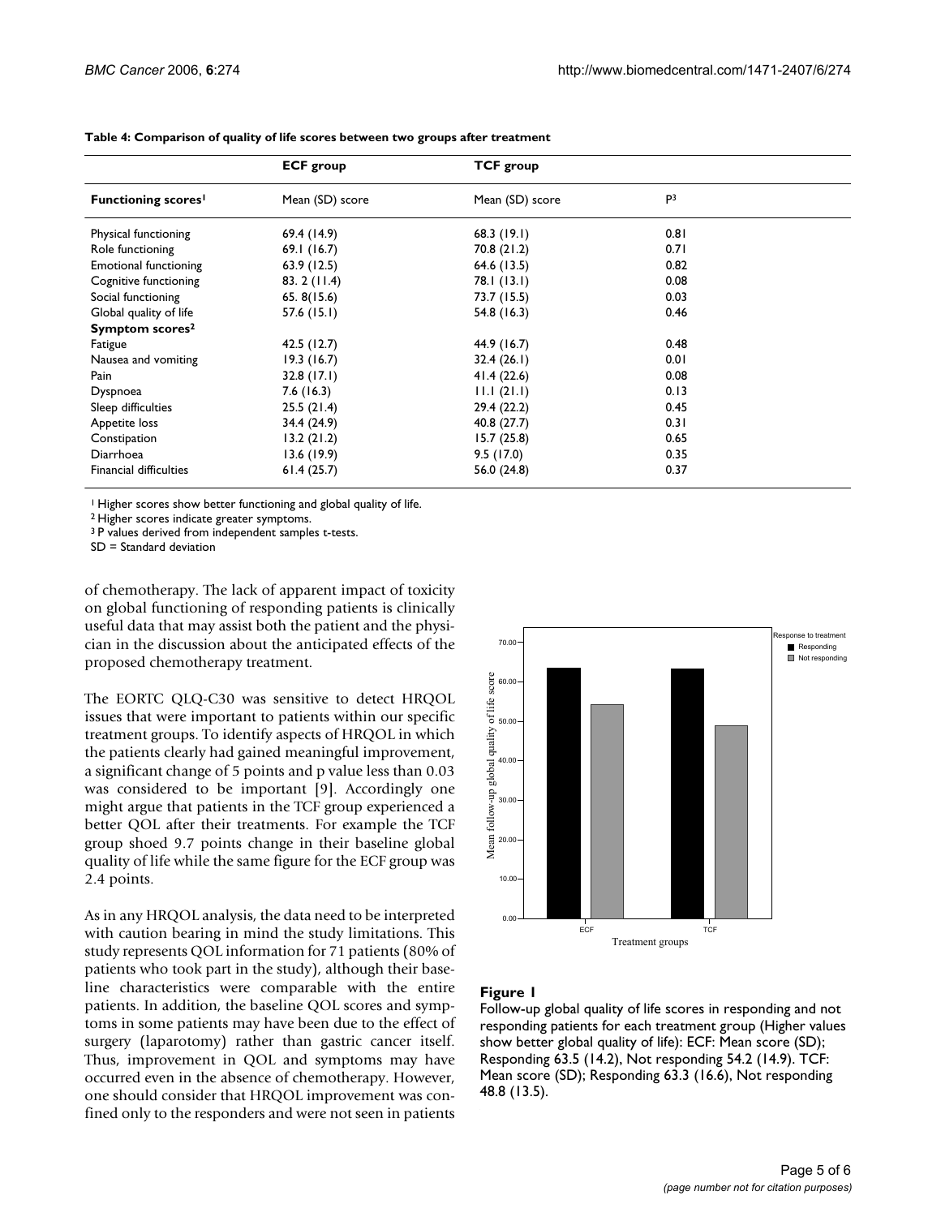**Table 4: Comparison of quality of life scores between two groups after treatment**

| | ECF group | TCF group | |
|---|---|---|---|
| **Functioning scores[1]** | Mean (SD) score | Mean (SD) score | P[3] |
| Physical functioning | 69.4 (14.9) | 68.3 (19.1) | 0.81 |
| Role functioning | 69.1 (16.7) | 70.8 (21.2) | 0.71 |
| Emotional functioning | 63.9 (12.5) | 64.6 (13.5) | 0.82 |
| Cognitive functioning | 83. 2 (11.4) | 78.1 (13.1) | 0.08 |
| Social functioning | 65. 8(15.6) | 73.7 (15.5) | 0.03 |
| Global quality of life | 57.6 (15.1) | 54.8 (16.3) | 0.46 |
| **Symptom scores[2]** | | | |
| Fatigue | 42.5 (12.7) | 44.9 (16.7) | 0.48 |
| Nausea and vomiting | 19.3 (16.7) | 32.4 (26.1) | 0.01 |
| Pain | 32.8 (17.1) | 41.4 (22.6) | 0.08 |
| Dyspnoea | 7.6 (16.3) | 11.1 (21.1) | 0.13 |
| Sleep difficulties | 25.5 (21.4) | 29.4 (22.2) | 0.45 |
| Appetite loss | 34.4 (24.9) | 40.8 (27.7) | 0.31 |
| Constipation | 13.2 (21.2) | 15.7 (25.8) | 0.65 |
| Diarrhoea | 13.6 (19.9) | 9.5 (17.0) | 0.35 |
| Financial difficulties | 61.4 (25.7) | 56.0 (24.8) | 0.37 |

[1] Higher scores show better functioning and global quality of life.
[2] Higher scores indicate greater symptoms.
[3] P values derived from independent samples t-tests.
SD = Standard deviation

of chemotherapy. The lack of apparent impact of toxicity on global functioning of responding patients is clinically useful data that may assist both the patient and the physician in the discussion about the anticipated effects of the proposed chemotherapy treatment.

The EORTC QLQ-C30 was sensitive to detect HRQOL issues that were important to patients within our specific treatment groups. To identify aspects of HRQOL in which the patients clearly had gained meaningful improvement, a significant change of 5 points and p value less than 0.03 was considered to be important [9]. Accordingly one might argue that patients in the TCF group experienced a better QOL after their treatments. For example the TCF group shoed 9.7 points change in their baseline global quality of life while the same figure for the ECF group was 2.4 points.

As in any HRQOL analysis, the data need to be interpreted with caution bearing in mind the study limitations. This study represents QOL information for 71 patients (80% of patients who took part in the study), although their baseline characteristics were comparable with the entire patients. In addition, the baseline QOL scores and symptoms in some patients may have been due to the effect of surgery (laparotomy) rather than gastric cancer itself. Thus, improvement in QOL and symptoms may have occurred even in the absence of chemotherapy. However, one should consider that HRQOL improvement was confined only to the responders and were not seen in patients

**Figure 1**
Follow-up global quality of life scores in responding and not responding patients for each treatment group (Higher values show better global quality of life): ECF: Mean score (SD); Responding 63.5 (14.2), Not responding 54.2 (14.9). TCF: Mean score (SD); Responding 63.3 (16.6), Not responding 48.8 (13.5).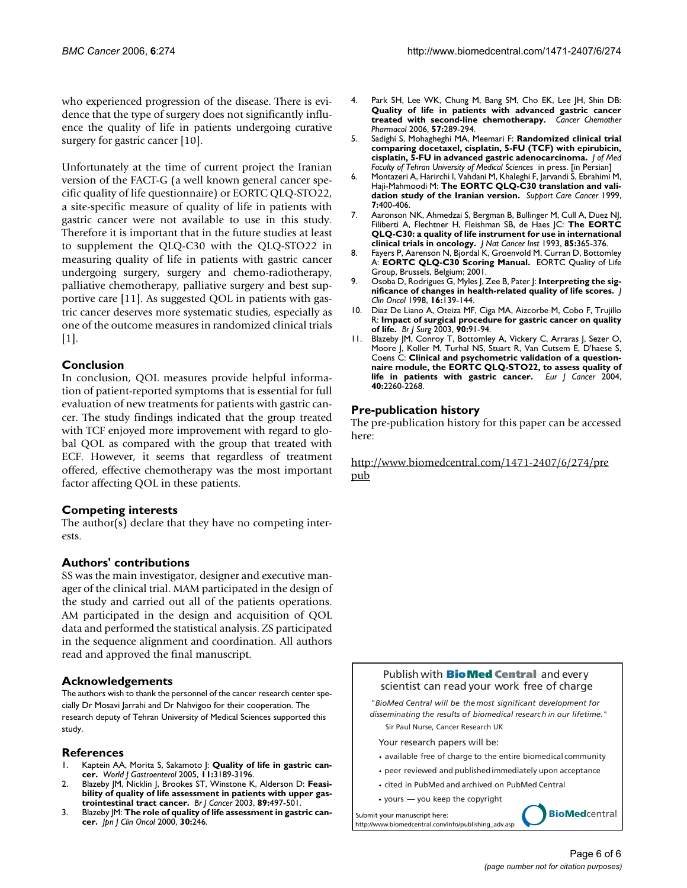who experienced progression of the disease. There is evidence that the type of surgery does not significantly influence the quality of life in patients undergoing curative surgery for gastric cancer [10].

Unfortunately at the time of current project the Iranian version of the FACT-G (a well known general cancer specific quality of life questionnaire) or EORTC QLQ-STO22, a site-specific measure of quality of life in patients with gastric cancer were not available to use in this study. Therefore it is important that in the future studies at least to supplement the QLQ-C30 with the QLQ-STO22 in measuring quality of life in patients with gastric cancer undergoing surgery, surgery and chemo-radiotherapy, palliative chemotherapy, palliative surgery and best supportive care [11]. As suggested QOL in patients with gastric cancer deserves more systematic studies, especially as one of the outcome measures in randomized clinical trials [1].

## Conclusion

In conclusion, QOL measures provide helpful information of patient-reported symptoms that is essential for full evaluation of new treatments for patients with gastric cancer. The study findings indicated that the group treated with TCF enjoyed more improvement with regard to global QOL as compared with the group that treated with ECF. However, it seems that regardless of treatment offered, effective chemotherapy was the most important factor affecting QOL in these patients.

## Competing interests

The author(s) declare that they have no competing interests.

## Authors' contributions

SS was the main investigator, designer and executive manager of the clinical trial. MAM participated in the design of the study and carried out all of the patients operations. AM participated in the design and acquisition of QOL data and performed the statistical analysis. ZS participated in the sequence alignment and coordination. All authors read and approved the final manuscript.

## Acknowledgements

The authors wish to thank the personnel of the cancer research center specially Dr Mosavi Jarrahi and Dr Nahvigoo for their cooperation. The research deputy of Tehran University of Medical Sciences supported this study.

## References

1. Kaptein AA, Morita S, Sakamoto J: **Quality of life in gastric cancer.** *World J Gastroenterol* 2005, **11**:3189-3196.
2. Blazeby JM, Nicklin J, Brookes ST, Winstone K, Alderson D: **Feasibility of quality of life assessment in patients with upper gastrointestinal tract cancer.** *Br J Cancer* 2003, **89**:497-501.
3. Blazeby JM: **The role of quality of life assessment in gastric cancer.** *Jpn J Clin Oncol* 2000, **30**:246.
4. Park SH, Lee WK, Chung M, Bang SM, Cho EK, Lee JH, Shin DB: **Quality of life in patients with advanced gastric cancer treated with second-line chemotherapy.** *Cancer Chemother Pharmacol* 2006, **57**:289-294.
5. Sadighi S, Mohagheghi MA, Meemari F: **Randomized clinical trial comparing docetaxel, cisplatin, 5-FU (TCF) with epirubicin, cisplatin, 5-FU in advanced gastric adenocarcinoma.** *J of Med Faculty of Tehran University of Medical Sciences* in press. [in Persian]
6. Montazeri A, Harirchi I, Vahdani M, Khaleghi F, Jarvandi S, Ebrahimi M, Haji-Mahmoodi M: **The EORTC QLQ-C30 translation and validation study of the Iranian version.** *Support Care Cancer* 1999, **7**:400-406.
7. Aaronson NK, Ahmedzai S, Bergman B, Bullinger M, Cull A, Duez NJ, Filiberti A, Flechtner H, Fleishman SB, de Haes JC: **The EORTC QLQ-C30: a quality of life instrument for use in international clinical trials in oncology.** *J Nat Cancer Inst* 1993, **85**:365-376.
8. Fayers P, Aarenson N, Bjordal K, Groenvold M, Curran D, Bottomley A: **EORTC QLQ-C30 Scoring Manual.** EORTC Quality of Life Group, Brussels, Belgium; 2001.
9. Osoba D, Rodrigues G, Myles J, Zee B, Pater J: **Interpreting the significance of changes in health-related quality of life scores.** *J Clin Oncol* 1998, **16**:139-144.
10. Diaz De Liano A, Oteiza MF, Ciga MA, Aizcorbe M, Cobo F, Trujillo R: **Impact of surgical procedure for gastric cancer on quality of life.** *Br J Surg* 2003, **90**:91-94.
11. Blazeby JM, Conroy T, Bottomley A, Vickery C, Arraras J, Sezer O, Moore J, Koller M, Turhal NS, Stuart R, Van Cutsem E, D'haese S, Coens C: **Clinical and psychometric validation of a questionnaire module, the EORTC QLQ-STO22, to assess quality of life in patients with gastric cancer.** *Eur J Cancer* 2004, **40**:2260-2268.

## Pre-publication history

The pre-publication history for this paper can be accessed here:

http://www.biomedcentral.com/1471-2407/6/274/prepub

Publish with **BioMed Central** and every scientist can read your work free of charge

*"BioMed Central will be the most significant development for disseminating the results of biomedical research in our lifetime."*
Sir Paul Nurse, Cancer Research UK

Your research papers will be:

- available free of charge to the entire biomedical community
- peer reviewed and published immediately upon acceptance
- cited in PubMed and archived on PubMed Central
- yours — you keep the copyright

Submit your manuscript here:
http://www.biomedcentral.com/info/publishing_adv.asp

**BioMed**central